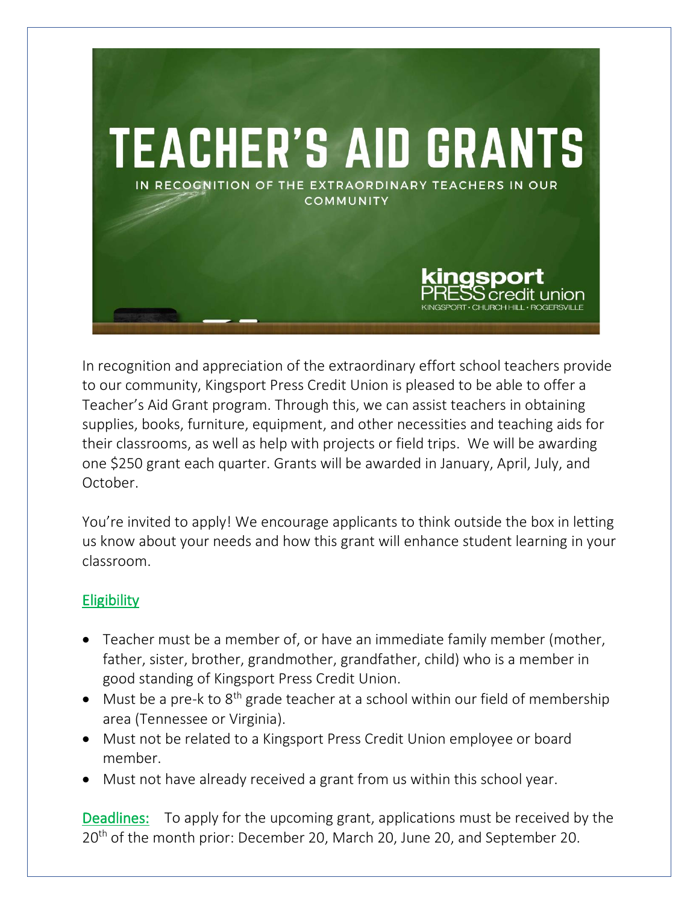# TEACHER'S AID GRANTS

IN RECOGNITION OF THE EXTRAORDINARY TEACHERS IN OUR COMMUNITY

kingsport PRESS credit union
KINGSPORT • CHURCH HILL • ROGERSVILLE

In recognition and appreciation of the extraordinary effort school teachers provide to our community, Kingsport Press Credit Union is pleased to be able to offer a Teacher's Aid Grant program. Through this, we can assist teachers in obtaining supplies, books, furniture, equipment, and other necessities and teaching aids for their classrooms, as well as help with projects or field trips. We will be awarding one $250 grant each quarter. Grants will be awarded in January, April, July, and October.

You're invited to apply! We encourage applicants to think outside the box in letting us know about your needs and how this grant will enhance student learning in your classroom.

## Eligibility

- Teacher must be a member of, or have an immediate family member (mother, father, sister, brother, grandmother, grandfather, child) who is a member in good standing of Kingsport Press Credit Union.
- Must be a pre-k to 8th grade teacher at a school within our field of membership area (Tennessee or Virginia).
- Must not be related to a Kingsport Press Credit Union employee or board member.
- Must not have already received a grant from us within this school year.

**Deadlines:** To apply for the upcoming grant, applications must be received by the 20th of the month prior: December 20, March 20, June 20, and September 20.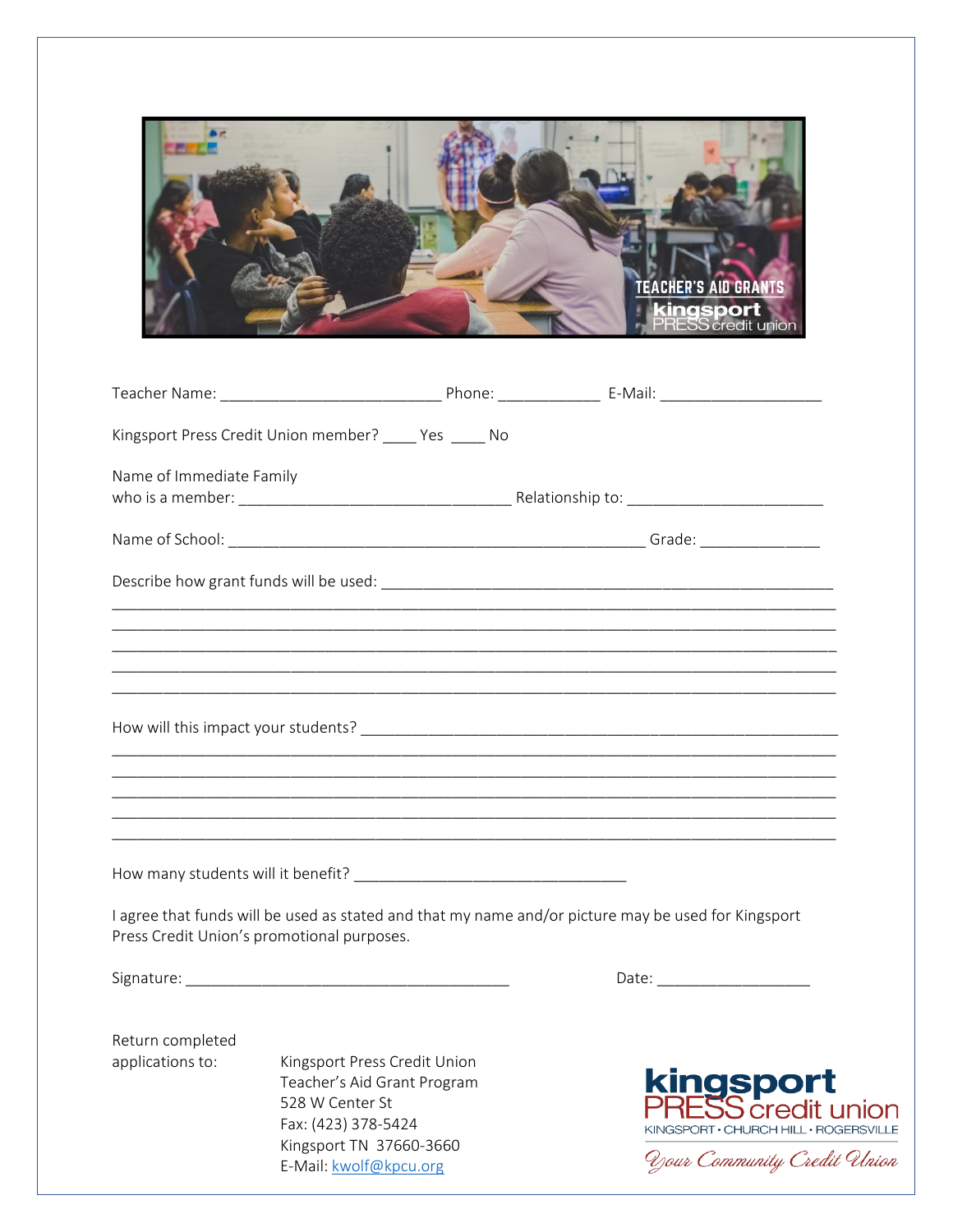TEACHER'S AID GRANTS
kingsport PRESS credit union

Teacher Name: ________________________ Phone: ___________ E-Mail: __________________

Kingsport Press Credit Union member? ____ Yes ____ No

Name of Immediate Family
who is a member: ______________________________ Relationship to: ______________________

Name of School: ______________________________________________ Grade: _____________

Describe how grant funds will be used: __________________________________________________
_______________________________________________________________________________
_______________________________________________________________________________
_______________________________________________________________________________
_______________________________________________________________________________
_______________________________________________________________________________

How will this impact your students? _____________________________________________________
_______________________________________________________________________________
_______________________________________________________________________________
_______________________________________________________________________________
_______________________________________________________________________________
_______________________________________________________________________________

How many students will it benefit? ______________________________

I agree that funds will be used as stated and that my name and/or picture may be used for Kingsport Press Credit Union's promotional purposes.

Signature: ____________________________________ Date: _________________

Return completed applications to:

Kingsport Press Credit Union
Teacher's Aid Grant Program
528 W Center St
Fax: (423) 378-5424
Kingsport TN 37660-3660
E-Mail: kwolf@kpcu.org

kingsport PRESS credit union
KINGSPORT • CHURCH HILL • ROGERSVILLE
*Your Community Credit Union*